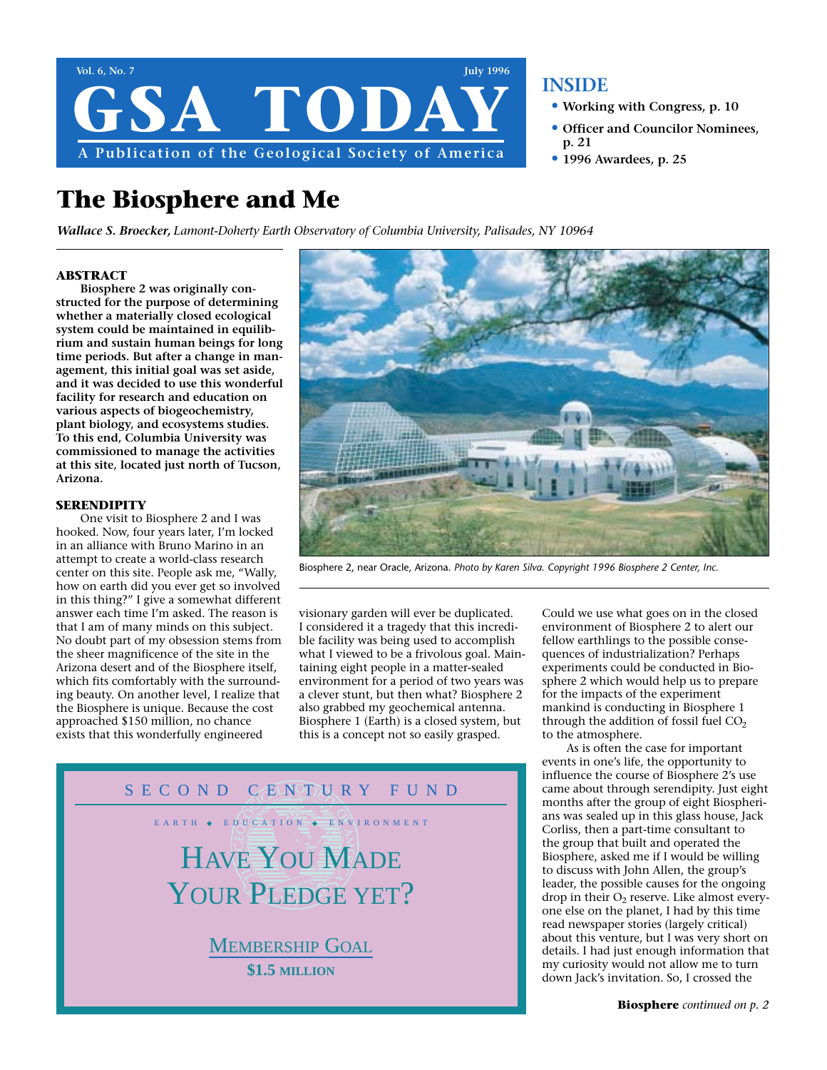# GSA TODAY

Vol. 6, No. 7 — July 1996

A Publication of the Geological Society of America

**INSIDE**

- **Working with Congress, p. 10**
- **Officer and Councilor Nominees, p. 21**
- **1996 Awardees, p. 25**

# The Biosphere and Me

***Wallace S. Broecker,*** *Lamont-Doherty Earth Observatory of Columbia University, Palisades, NY 10964*

## ABSTRACT

**Biosphere 2 was originally constructed for the purpose of determining whether a materially closed ecological system could be maintained in equilibrium and sustain human beings for long time periods. But after a change in management, this initial goal was set aside, and it was decided to use this wonderful facility for research and education on various aspects of biogeochemistry, plant biology, and ecosystems studies. To this end, Columbia University was commissioned to manage the activities at this site, located just north of Tucson, Arizona.**

Biosphere 2, near Oracle, Arizona. *Photo by Karen Silva. Copyright 1996 Biosphere 2 Center, Inc.*

## SERENDIPITY

One visit to Biosphere 2 and I was hooked. Now, four years later, I'm locked in an alliance with Bruno Marino in an attempt to create a world-class research center on this site. People ask me, "Wally, how on earth did you ever get so involved in this thing?" I give a somewhat different answer each time I'm asked. The reason is that I am of many minds on this subject. No doubt part of my obsession stems from the sheer magnificence of the site in the Arizona desert and of the Biosphere itself, which fits comfortably with the surrounding beauty. On another level, I realize that the Biosphere is unique. Because the cost approached \$150 million, no chance exists that this wonderfully engineered visionary garden will ever be duplicated. I considered it a tragedy that this incredible facility was being used to accomplish what I viewed to be a frivolous goal. Maintaining eight people in a matter-sealed environment for a period of two years was a clever stunt, but then what? Biosphere 2 also grabbed my geochemical antenna. Biosphere 1 (Earth) is a closed system, but this is a concept not so easily grasped. Could we use what goes on in the closed environment of Biosphere 2 to alert our fellow earthlings to the possible consequences of industrialization? Perhaps experiments could be conducted in Biosphere 2 which would help us to prepare for the impacts of the experiment mankind is conducting in Biosphere 1 through the addition of fossil fuel $CO_2$ to the atmosphere.

As is often the case for important events in one's life, the opportunity to influence the course of Biosphere 2's use came about through serendipity. Just eight months after the group of eight Biospherians was sealed up in this glass house, Jack Corliss, then a part-time consultant to the group that built and operated the Biosphere, asked me if I would be willing to discuss with John Allen, the group's leader, the possible causes for the ongoing drop in their $O_2$ reserve. Like almost everyone else on the planet, I had by this time read newspaper stories (largely critical) about this venture, but I was very short on details. I had just enough information that my curiosity would not allow me to turn down Jack's invitation. So, I crossed the

**Biosphere** *continued on p. 2*

---

SECOND CENTURY FUND

EARTH ◆ EDUCATION ◆ ENVIRONMENT

HAVE YOU MADE YOUR PLEDGE YET?

MEMBERSHIP GOAL

**\$1.5 MILLION**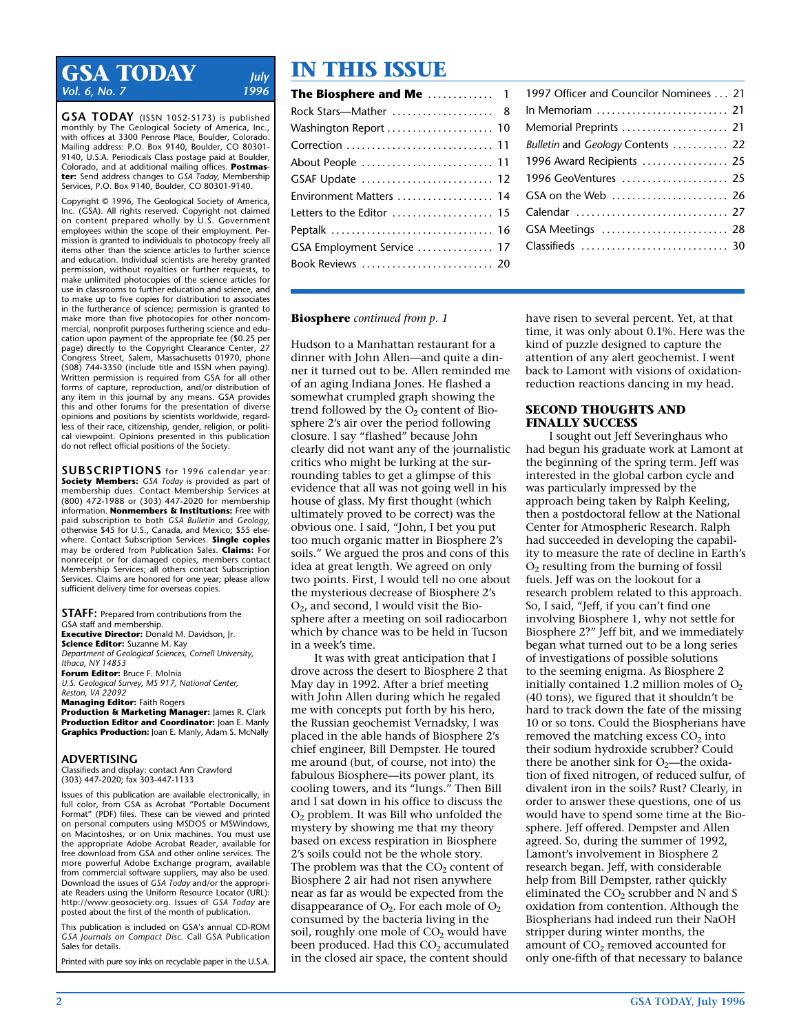# GSA TODAY

*Vol. 6, No. 7* — *July 1996*

**GSA TODAY** (ISSN 1052-5173) is published monthly by The Geological Society of America, Inc., with offices at 3300 Penrose Place, Boulder, Colorado. Mailing address: P.O. Box 9140, Boulder, CO 80301-9140, U.S.A. Periodicals Class postage paid at Boulder, Colorado, and at additional mailing offices. **Postmaster:** Send address changes to *GSA Today,* Membership Services, P.O. Box 9140, Boulder, CO 80301-9140.

Copyright © 1996, The Geological Society of America, Inc. (GSA). All rights reserved. Copyright not claimed on content prepared wholly by U.S. Government employees within the scope of their employment. Permission is granted to individuals to photocopy freely all items other than the science articles to further science and education. Individual scientists are hereby granted permission, without royalties or further requests, to make unlimited photocopies of the science articles for use in classrooms to further education and science, and to make up to five copies for distribution to associates in the furtherance of science; permission is granted to make more than five photocopies for other noncommercial, nonprofit purposes furthering science and education upon payment of the appropriate fee ($0.25 per page) directly to the Copyright Clearance Center, 27 Congress Street, Salem, Massachusetts 01970, phone (508) 744-3350 (include title and ISSN when paying). Written permission is required from GSA for all other forms of capture, reproduction, and/or distribution of any item in this journal by any means. GSA provides this and other forums for the presentation of diverse opinions and positions by scientists worldwide, regardless of their race, citizenship, gender, religion, or political viewpoint. Opinions presented in this publication do not reflect official positions of the Society.

**SUBSCRIPTIONS** for 1996 calendar year: **Society Members:** *GSA Today* is provided as part of membership dues. Contact Membership Services at (800) 472-1988 or (303) 447-2020 for membership information. **Nonmembers & Institutions:** Free with paid subscription to both *GSA Bulletin* and *Geology,* otherwise $45 for U.S., Canada, and Mexico; $55 elsewhere. Contact Subscription Services. **Single copies** may be ordered from Publication Sales. **Claims:** For nonreceipt or for damaged copies, members contact Membership Services; all others contact Subscription Services. Claims are honored for one year; please allow sufficient delivery time for overseas copies.

**STAFF:** Prepared from contributions from the GSA staff and membership.
**Executive Director:** Donald M. Davidson, Jr.
**Science Editor:** Suzanne M. Kay
*Department of Geological Sciences, Cornell University, Ithaca, NY 14853*
**Forum Editor:** Bruce F. Molnia
*U.S. Geological Survey, MS 917, National Center, Reston, VA 22092*
**Managing Editor:** Faith Rogers
**Production & Marketing Manager:** James R. Clark
**Production Editor and Coordinator:** Joan E. Manly
**Graphics Production:** Joan E. Manly, Adam S. McNally

**ADVERTISING**
Classifieds and display: contact Ann Crawford
(303) 447-2020; fax 303-447-1133

Issues of this publication are available electronically, in full color, from GSA as Acrobat "Portable Document Format" (PDF) files. These can be viewed and printed on personal computers using MSDOS or MSWindows, on Macintoshes, or on Unix machines. You must use the appropriate Adobe Acrobat Reader, available for free download from GSA and other online services. The more powerful Adobe Exchange program, available from commercial software suppliers, may also be used. Download the issues of *GSA Today* and/or the appropriate Readers using the Uniform Resource Locator (URL): http://www.geosociety.org. Issues of *GSA Today* are posted about the first of the month of publication.

This publication is included on GSA's annual CD-ROM *GSA Journals on Compact Disc.* Call GSA Publication Sales for details.

Printed with pure soy inks on recyclable paper in the U.S.A.

# IN THIS ISSUE

| | |
|---|---|
| **The Biosphere and Me** | 1 |
| Rock Stars—Mather | 8 |
| Washington Report | 10 |
| Correction | 11 |
| About People | 11 |
| GSAF Update | 12 |
| Environment Matters | 14 |
| Letters to the Editor | 15 |
| Peptalk | 16 |
| GSA Employment Service | 17 |
| Book Reviews | 20 |
| 1997 Officer and Councilor Nominees | 21 |
| In Memoriam | 21 |
| Memorial Preprints | 21 |
| *Bulletin* and *Geology* Contents | 22 |
| 1996 Award Recipients | 25 |
| 1996 GeoVentures | 25 |
| GSA on the Web | 26 |
| Calendar | 27 |
| GSA Meetings | 28 |
| Classifieds | 30 |

**Biosphere** *continued from p. 1*

Hudson to a Manhattan restaurant for a dinner with John Allen—and quite a dinner it turned out to be. Allen reminded me of an aging Indiana Jones. He flashed a somewhat crumpled graph showing the trend followed by the $O_2$ content of Biosphere 2's air over the period following closure. I say "flashed" because John clearly did not want any of the journalistic critics who might be lurking at the surrounding tables to get a glimpse of this evidence that all was not going well in his house of glass. My first thought (which ultimately proved to be correct) was the obvious one. I said, "John, I bet you put too much organic matter in Biosphere 2's soils." We argued the pros and cons of this idea at great length. We agreed on only two points. First, I would tell no one about the mysterious decrease of Biosphere 2's $O_2$, and second, I would visit the Biosphere after a meeting on soil radiocarbon which by chance was to be held in Tucson in a week's time.

It was with great anticipation that I drove across the desert to Biosphere 2 that May day in 1992. After a brief meeting with John Allen during which he regaled me with concepts put forth by his hero, the Russian geochemist Vernadsky, I was placed in the able hands of Biosphere 2's chief engineer, Bill Dempster. He toured me around (but, of course, not into) the fabulous Biosphere—its power plant, its cooling towers, and its "lungs." Then Bill and I sat down in his office to discuss the $O_2$ problem. It was Bill who unfolded the mystery by showing me that my theory based on excess respiration in Biosphere 2's soils could not be the whole story. The problem was that the $CO_2$ content of Biosphere 2 air had not risen anywhere near as far as would be expected from the disappearance of $O_2$. For each mole of $O_2$ consumed by the bacteria living in the soil, roughly one mole of $CO_2$ would have been produced. Had this $CO_2$ accumulated in the closed air space, the content should have risen to several percent. Yet, at that time, it was only about 0.1%. Here was the kind of puzzle designed to capture the attention of any alert geochemist. I went back to Lamont with visions of oxidation-reduction reactions dancing in my head.

## SECOND THOUGHTS AND FINALLY SUCCESS

I sought out Jeff Severinghaus who had begun his graduate work at Lamont at the beginning of the spring term. Jeff was interested in the global carbon cycle and was particularly impressed by the approach being taken by Ralph Keeling, then a postdoctoral fellow at the National Center for Atmospheric Research. Ralph had succeeded in developing the capability to measure the rate of decline in Earth's $O_2$ resulting from the burning of fossil fuels. Jeff was on the lookout for a research problem related to this approach. So, I said, "Jeff, if you can't find one involving Biosphere 1, why not settle for Biosphere 2?" Jeff bit, and we immediately began what turned out to be a long series of investigations of possible solutions to the seeming enigma. As Biosphere 2 initially contained 1.2 million moles of $O_2$ (40 tons), we figured that it shouldn't be hard to track down the fate of the missing 10 or so tons. Could the Biospherians have removed the matching excess $CO_2$ into their sodium hydroxide scrubber? Could there be another sink for $O_2$—the oxidation of fixed nitrogen, of reduced sulfur, of divalent iron in the soils? Rust? Clearly, in order to answer these questions, one of us would have to spend some time at the Biosphere. Jeff offered. Dempster and Allen agreed. So, during the summer of 1992, Lamont's involvement in Biosphere 2 research began. Jeff, with considerable help from Bill Dempster, rather quickly eliminated the $CO_2$ scrubber and N and S oxidation from contention. Although the Biospherians had indeed run their NaOH stripper during winter months, the amount of $CO_2$ removed accounted for only one-fifth of that necessary to balance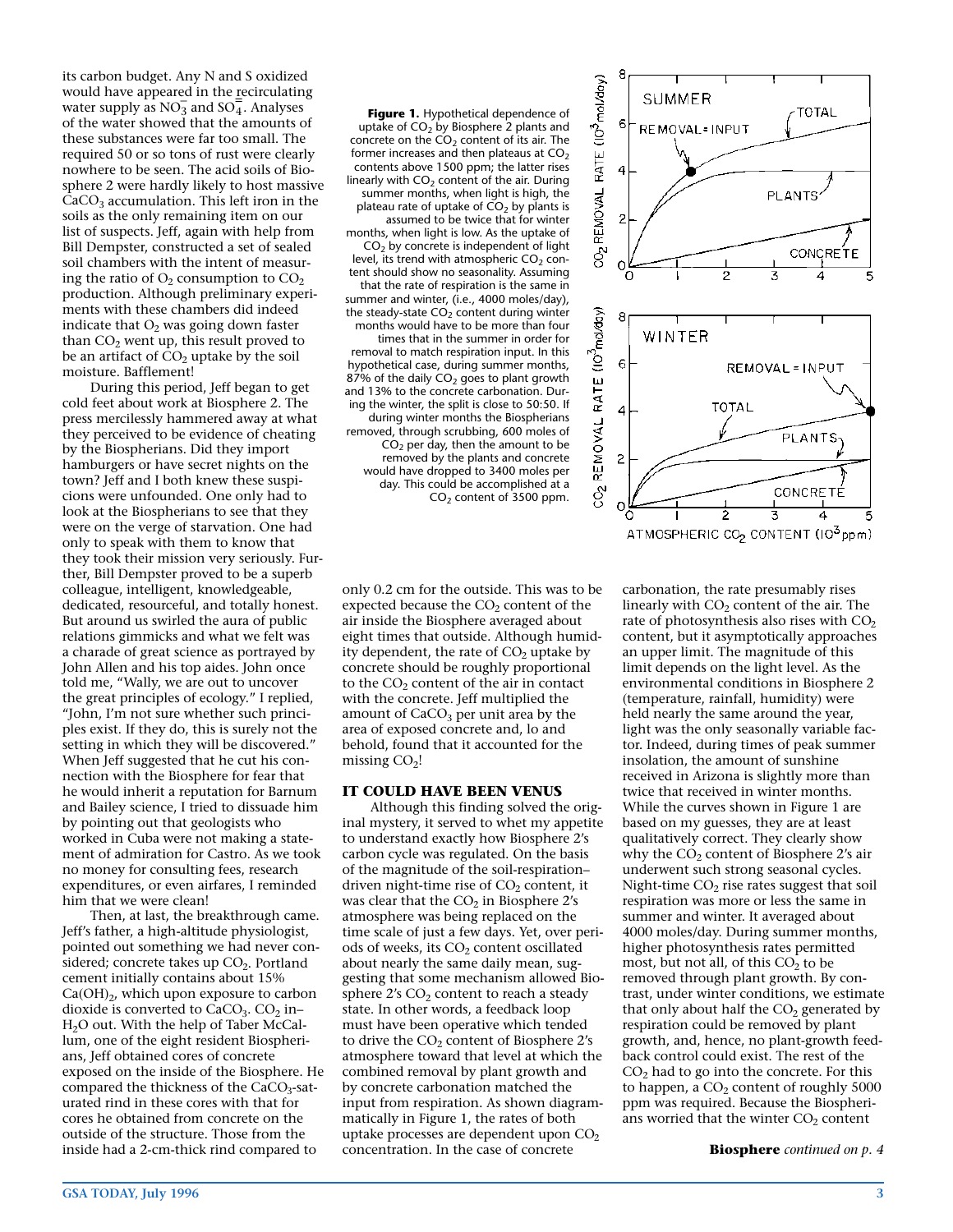its carbon budget. Any N and S oxidized would have appeared in the recirculating water supply as $NO_3^-$ and $SO_4^=$. Analyses of the water showed that the amounts of these substances were far too small. The required 50 or so tons of rust were clearly nowhere to be seen. The acid soils of Biosphere 2 were hardly likely to host massive $CaCO_3$ accumulation. This left iron in the soils as the only remaining item on our list of suspects. Jeff, again with help from Bill Dempster, constructed a set of sealed soil chambers with the intent of measuring the ratio of $O_2$ consumption to $CO_2$ production. Although preliminary experiments with these chambers did indeed indicate that $O_2$ was going down faster than $CO_2$ went up, this result proved to be an artifact of $CO_2$ uptake by the soil moisture. Bafflement!

During this period, Jeff began to get cold feet about work at Biosphere 2. The press mercilessly hammered away at what they perceived to be evidence of cheating by the Biospherians. Did they import hamburgers or have secret nights on the town? Jeff and I both knew these suspicions were unfounded. One only had to look at the Biospherians to see that they were on the verge of starvation. One had only to speak with them to know that they took their mission very seriously. Further, Bill Dempster proved to be a superb colleague, intelligent, knowledgeable, dedicated, resourceful, and totally honest. But around us swirled the aura of public relations gimmicks and what we felt was a charade of great science as portrayed by John Allen and his top aides. John once told me, "Wally, we are out to uncover the great principles of ecology." I replied, "John, I'm not sure whether such principles exist. If they do, this is surely not the setting in which they will be discovered." When Jeff suggested that he cut his connection with the Biosphere for fear that he would inherit a reputation for Barnum and Bailey science, I tried to dissuade him by pointing out that geologists who worked in Cuba were not making a statement of admiration for Castro. As we took no money for consulting fees, research expenditures, or even airfares, I reminded him that we were clean!

Then, at last, the breakthrough came. Jeff's father, a high-altitude physiologist, pointed out something we had never considered; concrete takes up $CO_2$. Portland cement initially contains about 15% $Ca(OH)_2$, which upon exposure to carbon dioxide is converted to $CaCO_3$. $CO_2$ in–$H_2O$ out. With the help of Taber McCallum, one of the eight resident Biospherians, Jeff obtained cores of concrete exposed on the inside of the Biosphere. He compared the thickness of the $CaCO_3$-saturated rind in these cores with that for cores he obtained from concrete on the outside of the structure. Those from the inside had a 2-cm-thick rind compared to only 0.2 cm for the outside. This was to be expected because the $CO_2$ content of the air inside the Biosphere averaged about eight times that outside. Although humidity dependent, the rate of $CO_2$ uptake by concrete should be roughly proportional to the $CO_2$ content of the air in contact with the concrete. Jeff multiplied the amount of $CaCO_3$ per unit area by the area of exposed concrete and, lo and behold, found that it accounted for the missing $CO_2$!

**Figure 1.** Hypothetical dependence of uptake of $CO_2$ by Biosphere 2 plants and concrete on the $CO_2$ content of its air. The former increases and then plateaus at $CO_2$ contents above 1500 ppm; the latter rises linearly with $CO_2$ content of the air. During summer months, when light is high, the plateau rate of uptake of $CO_2$ by plants is assumed to be twice that for winter months, when light is low. As the uptake of $CO_2$ by concrete is independent of light level, its trend with atmospheric $CO_2$ content should show no seasonality. Assuming that the rate of respiration is the same in summer and winter, (i.e., 4000 moles/day), the steady-state $CO_2$ content during winter months would have to be more than four times that in the summer in order for removal to match respiration input. In this hypothetical case, during summer months, 87% of the daily $CO_2$ goes to plant growth and 13% to the concrete carbonation. During the winter, the split is close to 50:50. If during winter months the Biospherians removed, through scrubbing, 600 moles of $CO_2$ per day, then the amount to be removed by the plants and concrete would have dropped to 3400 moles per day. This could be accomplished at a $CO_2$ content of 3500 ppm.

## IT COULD HAVE BEEN VENUS

Although this finding solved the original mystery, it served to whet my appetite to understand exactly how Biosphere 2's carbon cycle was regulated. On the basis of the magnitude of the soil-respiration–driven night-time rise of $CO_2$ content, it was clear that the $CO_2$ in Biosphere 2's atmosphere was being replaced on the time scale of just a few days. Yet, over periods of weeks, its $CO_2$ content oscillated about nearly the same daily mean, suggesting that some mechanism allowed Biosphere 2's $CO_2$ content to reach a steady state. In other words, a feedback loop must have been operative which tended to drive the $CO_2$ content of Biosphere 2's atmosphere toward that level at which the combined removal by plant growth and by concrete carbonation matched the input from respiration. As shown diagrammatically in Figure 1, the rates of both uptake processes are dependent upon $CO_2$ concentration. In the case of concrete carbonation, the rate presumably rises linearly with $CO_2$ content of the air. The rate of photosynthesis also rises with $CO_2$ content, but it asymptotically approaches an upper limit. The magnitude of this limit depends on the light level. As the environmental conditions in Biosphere 2 (temperature, rainfall, humidity) were held nearly the same around the year, light was the only seasonally variable factor. Indeed, during times of peak summer insolation, the amount of sunshine received in Arizona is slightly more than twice that received in winter months. While the curves shown in Figure 1 are based on my guesses, they are at least qualitatively correct. They clearly show why the $CO_2$ content of Biosphere 2's air underwent such strong seasonal cycles. Night-time $CO_2$ rise rates suggest that soil respiration was more or less the same in summer and winter. It averaged about 4000 moles/day. During summer months, higher photosynthesis rates permitted most, but not all, of this $CO_2$ to be removed through plant growth. By contrast, under winter conditions, we estimate that only about half the $CO_2$ generated by respiration could be removed by plant growth, and, hence, no plant-growth feedback control could exist. The rest of the $CO_2$ had to go into the concrete. For this to happen, a $CO_2$ content of roughly 5000 ppm was required. Because the Biospherians worried that the winter $CO_2$ content

**Biosphere** *continued on p. 4*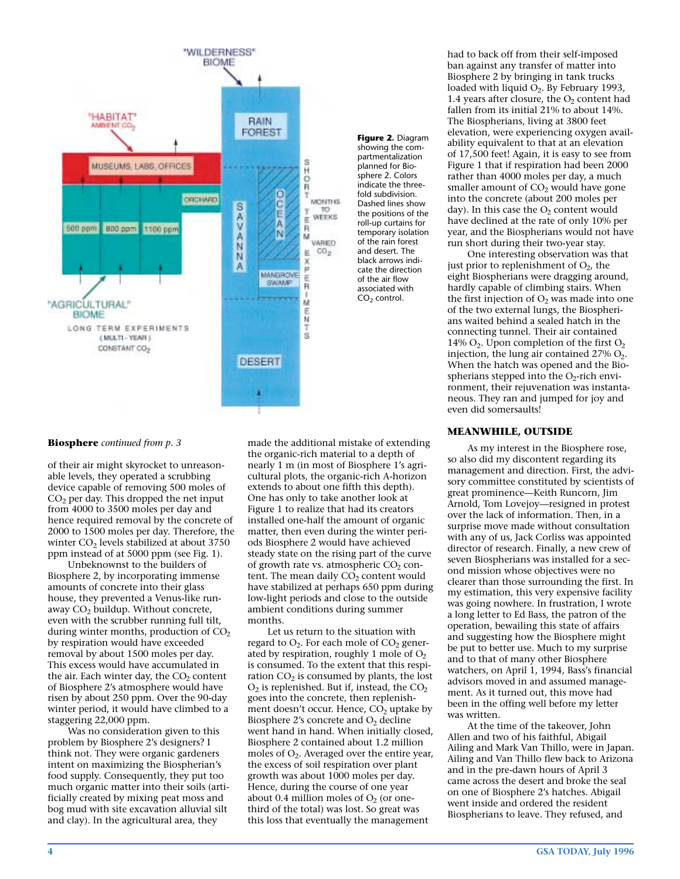**Figure 2.** Diagram showing the compartmentalization planned for Biosphere 2. Colors indicate the threefold subdivision. Dashed lines show the positions of the roll-up curtains for temporary isolation of the rain forest and desert. The black arrows indicate the direction of the air flow associated with $CO_2$ control.

**Biosphere** *continued from p. 3*

of their air might skyrocket to unreasonable levels, they operated a scrubbing device capable of removing 500 moles of $CO_2$ per day. This dropped the net input from 4000 to 3500 moles per day and hence required removal by the concrete of 2000 to 1500 moles per day. Therefore, the winter $CO_2$ levels stabilized at about 3750 ppm instead of at 5000 ppm (see Fig. 1).

Unbeknownst to the builders of Biosphere 2, by incorporating immense amounts of concrete into their glass house, they prevented a Venus-like runaway $CO_2$ buildup. Without concrete, even with the scrubber running full tilt, during winter months, production of $CO_2$ by respiration would have exceeded removal by about 1500 moles per day. This excess would have accumulated in the air. Each winter day, the $CO_2$ content of Biosphere 2's atmosphere would have risen by about 250 ppm. Over the 90-day winter period, it would have climbed to a staggering 22,000 ppm.

Was no consideration given to this problem by Biosphere 2's designers? I think not. They were organic gardeners intent on maximizing the Biospherian's food supply. Consequently, they put too much organic matter into their soils (artificially created by mixing peat moss and bog mud with site excavation alluvial silt and clay). In the agricultural area, they made the additional mistake of extending the organic-rich material to a depth of nearly 1 m (in most of Biosphere 1's agricultural plots, the organic-rich A-horizon extends to about one fifth this depth). One has only to take another look at Figure 1 to realize that had its creators installed one-half the amount of organic matter, then even during the winter periods Biosphere 2 would have achieved steady state on the rising part of the curve of growth rate vs. atmospheric $CO_2$ content. The mean daily $CO_2$ content would have stabilized at perhaps 650 ppm during low-light periods and close to the outside ambient conditions during summer months.

Let us return to the situation with regard to $O_2$. For each mole of $CO_2$ generated by respiration, roughly 1 mole of $O_2$ is consumed. To the extent that this respiration $CO_2$ is consumed by plants, the lost $O_2$ is replenished. But if, instead, the $CO_2$ goes into the concrete, then replenishment doesn't occur. Hence, $CO_2$ uptake by Biosphere 2's concrete and $O_2$ decline went hand in hand. When initially closed, Biosphere 2 contained about 1.2 million moles of $O_2$. Averaged over the entire year, the excess of soil respiration over plant growth was about 1000 moles per day. Hence, during the course of one year about 0.4 million moles of $O_2$ (or one-third of the total) was lost. So great was this loss that eventually the management had to back off from their self-imposed ban against any transfer of matter into Biosphere 2 by bringing in tank trucks loaded with liquid $O_2$. By February 1993, 1.4 years after closure, the $O_2$ content had fallen from its initial 21% to about 14%. The Biospherians, living at 3800 feet elevation, were experiencing oxygen availability equivalent to that at an elevation of 17,500 feet! Again, it is easy to see from Figure 1 that if respiration had been 2000 rather than 4000 moles per day, a much smaller amount of $CO_2$ would have gone into the concrete (about 200 moles per day). In this case the $O_2$ content would have declined at the rate of only 10% per year, and the Biospherians would not have run short during their two-year stay.

One interesting observation was that just prior to replenishment of $O_2$, the eight Biospherians were dragging around, hardly capable of climbing stairs. When the first injection of $O_2$ was made into one of the two external lungs, the Biospherians waited behind a sealed hatch in the connecting tunnel. Their air contained 14% $O_2$. Upon completion of the first $O_2$ injection, the lung air contained 27% $O_2$. When the hatch was opened and the Biospherians stepped into the $O_2$-rich environment, their rejuvenation was instantaneous. They ran and jumped for joy and even did somersaults!

### MEANWHILE, OUTSIDE

As my interest in the Biosphere rose, so also did my discontent regarding its management and direction. First, the advisory committee constituted by scientists of great prominence—Keith Runcorn, Jim Arnold, Tom Lovejoy—resigned in protest over the lack of information. Then, in a surprise move made without consultation with any of us, Jack Corliss was appointed director of research. Finally, a new crew of seven Biospherians was installed for a second mission whose objectives were no clearer than those surrounding the first. In my estimation, this very expensive facility was going nowhere. In frustration, I wrote a long letter to Ed Bass, the patron of the operation, bewailing this state of affairs and suggesting how the Biosphere might be put to better use. Much to my surprise and to that of many other Biosphere watchers, on April 1, 1994, Bass's financial advisors moved in and assumed management. As it turned out, this move had been in the offing well before my letter was written.

At the time of the takeover, John Allen and two of his faithful, Abigail Ailing and Mark Van Thillo, were in Japan. Ailing and Van Thillo flew back to Arizona and in the pre-dawn hours of April 3 came across the desert and broke the seal on one of Biosphere 2's hatches. Abigail went inside and ordered the resident Biospherians to leave. They refused, and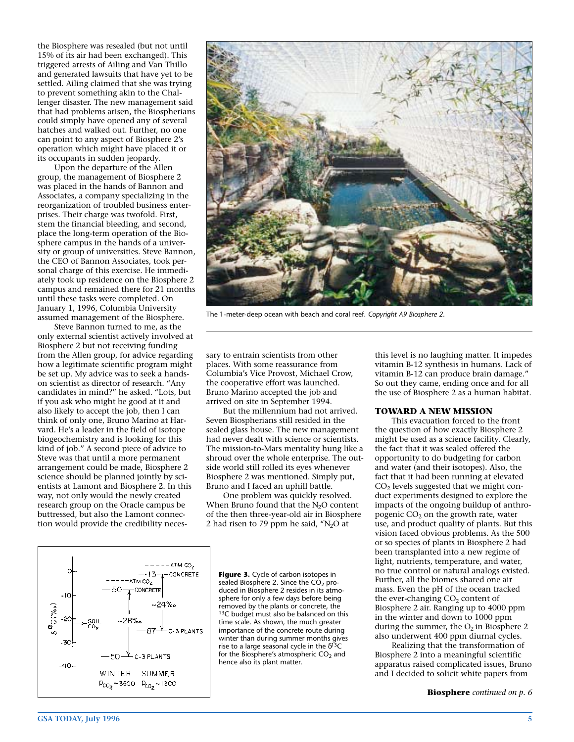the Biosphere was resealed (but not until 15% of its air had been exchanged). This triggered arrests of Ailing and Van Thillo and generated lawsuits that have yet to be settled. Ailing claimed that she was trying to prevent something akin to the Challenger disaster. The new management said that had problems arisen, the Biospherians could simply have opened any of several hatches and walked out. Further, no one can point to any aspect of Biosphere 2's operation which might have placed it or its occupants in sudden jeopardy.

Upon the departure of the Allen group, the management of Biosphere 2 was placed in the hands of Bannon and Associates, a company specializing in the reorganization of troubled business enterprises. Their charge was twofold. First, stem the financial bleeding, and second, place the long-term operation of the Biosphere campus in the hands of a university or group of universities. Steve Bannon, the CEO of Bannon Associates, took personal charge of this exercise. He immediately took up residence on the Biosphere 2 campus and remained there for 21 months until these tasks were completed. On January 1, 1996, Columbia University assumed management of the Biosphere.

Steve Bannon turned to me, as the only external scientist actively involved at Biosphere 2 but not receiving funding from the Allen group, for advice regarding how a legitimate scientific program might be set up. My advice was to seek a hands-on scientist as director of research. "Any candidates in mind?" he asked. "Lots, but if you ask who might be good at it and also likely to accept the job, then I can think of only one, Bruno Marino at Harvard. He's a leader in the field of isotope biogeochemistry and is looking for this kind of job." A second piece of advice to Steve was that until a more permanent arrangement could be made, Biosphere 2 science should be planned jointly by scientists at Lamont and Biosphere 2. In this way, not only would the newly created research group on the Oracle campus be buttressed, but also the Lamont connection would provide the credibility necessary to entrain scientists from other places. With some reassurance from Columbia's Vice Provost, Michael Crow, the cooperative effort was launched. Bruno Marino accepted the job and arrived on site in September 1994.

But the millennium had not arrived. Seven Biospherians still resided in the sealed glass house. The new management had never dealt with science or scientists. The mission-to-Mars mentality hung like a shroud over the whole enterprise. The outside world still rolled its eyes whenever Biosphere 2 was mentioned. Simply put, Bruno and I faced an uphill battle.

One problem was quickly resolved. When Bruno found that the $N_2O$ content of the then three-year-old air in Biosphere 2 had risen to 79 ppm he said, "$N_2O$ at this level is no laughing matter. It impedes vitamin B-12 synthesis in humans. Lack of vitamin B-12 can produce brain damage." So out they came, ending once and for all the use of Biosphere 2 as a human habitat.

The 1-meter-deep ocean with beach and coral reef. *Copyright A9 Biosphere 2.*

**Figure 3.** Cycle of carbon isotopes in sealed Biosphere 2. Since the $CO_2$ produced in Biosphere 2 resides in its atmosphere for only a few days before being removed by the plants or concrete, the $^{13}C$ budget must also be balanced on this time scale. As shown, the much greater importance of the concrete route during winter than during summer months gives rise to a large seasonal cycle in the $\delta^{13}C$ for the Biosphere's atmospheric $CO_2$ and hence also its plant matter.

### TOWARD A NEW MISSION

This evacuation forced to the front the question of how exactly Biosphere 2 might be used as a science facility. Clearly, the fact that it was sealed offered the opportunity to do budgeting for carbon and water (and their isotopes). Also, the fact that it had been running at elevated $CO_2$ levels suggested that we might conduct experiments designed to explore the impacts of the ongoing buildup of anthropogenic $CO_2$ on the growth rate, water use, and product quality of plants. But this vision faced obvious problems. As the 500 or so species of plants in Biosphere 2 had been transplanted into a new regime of light, nutrients, temperature, and water, no true control or natural analogs existed. Further, all the biomes shared one air mass. Even the pH of the ocean tracked the ever-changing $CO_2$ content of Biosphere 2 air. Ranging up to 4000 ppm in the winter and down to 1000 ppm during the summer, the $O_2$ in Biosphere 2 also underwent 400 ppm diurnal cycles.

Realizing that the transformation of Biosphere 2 into a meaningful scientific apparatus raised complicated issues, Bruno and I decided to solicit white papers from

**Biosphere** *continued on p. 6*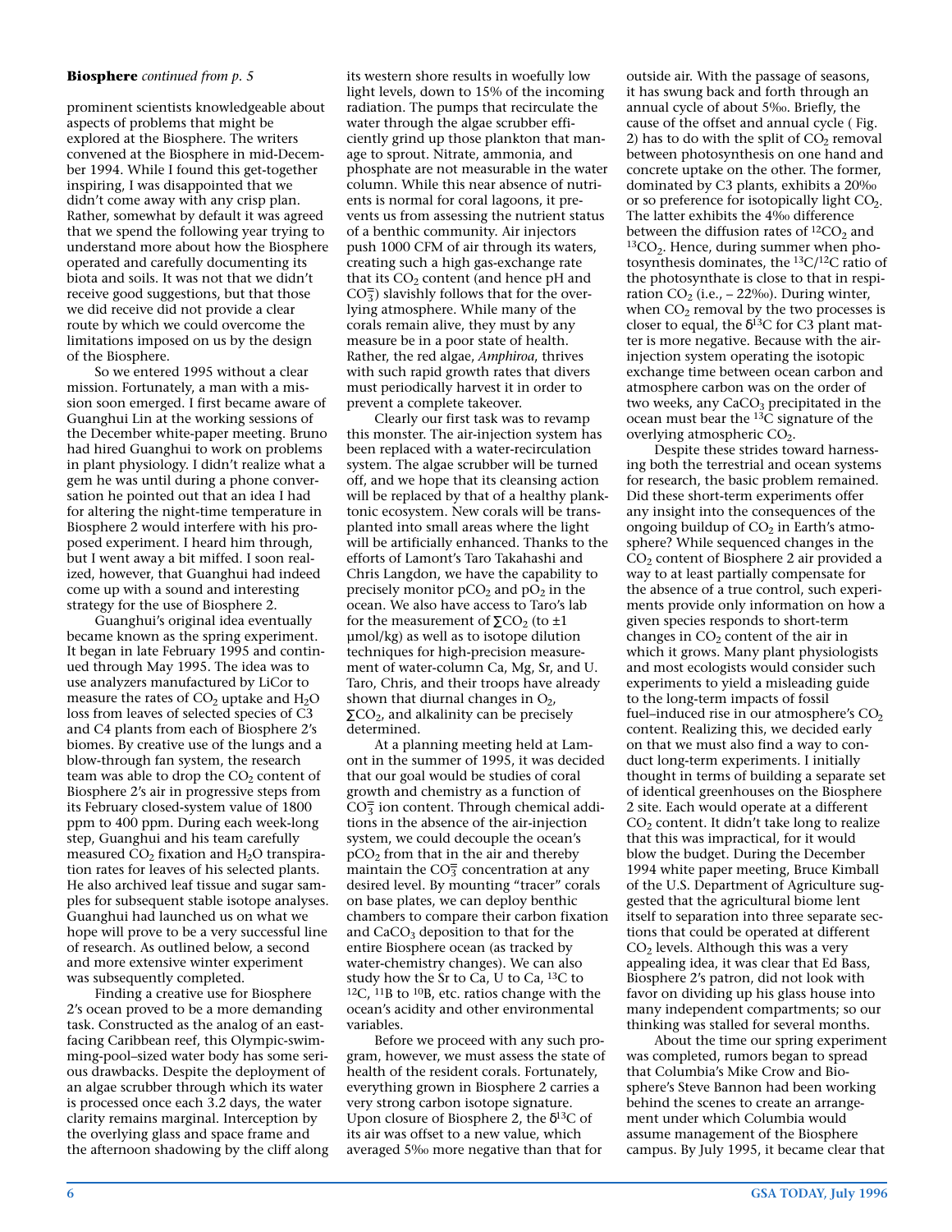**Biosphere** *continued from p. 5*

prominent scientists knowledgeable about aspects of problems that might be explored at the Biosphere. The writers convened at the Biosphere in mid-December 1994. While I found this get-together inspiring, I was disappointed that we didn't come away with any crisp plan. Rather, somewhat by default it was agreed that we spend the following year trying to understand more about how the Biosphere operated and carefully documenting its biota and soils. It was not that we didn't receive good suggestions, but that those we did receive did not provide a clear route by which we could overcome the limitations imposed on us by the design of the Biosphere.

So we entered 1995 without a clear mission. Fortunately, a man with a mission soon emerged. I first became aware of Guanghui Lin at the working sessions of the December white-paper meeting. Bruno had hired Guanghui to work on problems in plant physiology. I didn't realize what a gem he was until during a phone conversation he pointed out that an idea I had for altering the night-time temperature in Biosphere 2 would interfere with his proposed experiment. I heard him through, but I went away a bit miffed. I soon realized, however, that Guanghui had indeed come up with a sound and interesting strategy for the use of Biosphere 2.

Guanghui's original idea eventually became known as the spring experiment. It began in late February 1995 and continued through May 1995. The idea was to use analyzers manufactured by LiCor to measure the rates of $CO_2$ uptake and $H_2O$ loss from leaves of selected species of C3 and C4 plants from each of Biosphere 2's biomes. By creative use of the lungs and a blow-through fan system, the research team was able to drop the $CO_2$ content of Biosphere 2's air in progressive steps from its February closed-system value of 1800 ppm to 400 ppm. During each week-long step, Guanghui and his team carefully measured $CO_2$ fixation and $H_2O$ transpiration rates for leaves of his selected plants. He also archived leaf tissue and sugar samples for subsequent stable isotope analyses. Guanghui had launched us on what we hope will prove to be a very successful line of research. As outlined below, a second and more extensive winter experiment was subsequently completed.

Finding a creative use for Biosphere 2's ocean proved to be a more demanding task. Constructed as the analog of an east-facing Caribbean reef, this Olympic-swimming-pool–sized water body has some serious drawbacks. Despite the deployment of an algae scrubber through which its water is processed once each 3.2 days, the water clarity remains marginal. Interception by the overlying glass and space frame and the afternoon shadowing by the cliff along its western shore results in woefully low light levels, down to 15% of the incoming radiation. The pumps that recirculate the water through the algae scrubber efficiently grind up those plankton that manage to sprout. Nitrate, ammonia, and phosphate are not measurable in the water column. While this near absence of nutrients is normal for coral lagoons, it prevents us from assessing the nutrient status of a benthic community. Air injectors push 1000 CFM of air through its waters, creating such a high gas-exchange rate that its $CO_2$ content (and hence pH and $CO_3^{=}$) slavishly follows that for the overlying atmosphere. While many of the corals remain alive, they must by any measure be in a poor state of health. Rather, the red algae, *Amphiroa*, thrives with such rapid growth rates that divers must periodically harvest it in order to prevent a complete takeover.

Clearly our first task was to revamp this monster. The air-injection system has been replaced with a water-recirculation system. The algae scrubber will be turned off, and we hope that its cleansing action will be replaced by that of a healthy planktonic ecosystem. New corals will be transplanted into small areas where the light will be artificially enhanced. Thanks to the efforts of Lamont's Taro Takahashi and Chris Langdon, we have the capability to precisely monitor $pCO_2$ and $pO_2$ in the ocean. We also have access to Taro's lab for the measurement of $\sum CO_2$ (to ±1 µmol/kg) as well as to isotope dilution techniques for high-precision measurement of water-column Ca, Mg, Sr, and U. Taro, Chris, and their troops have already shown that diurnal changes in $O_2$, $\sum CO_2$, and alkalinity can be precisely determined.

At a planning meeting held at Lamont in the summer of 1995, it was decided that our goal would be studies of coral growth and chemistry as a function of $CO_3^{=}$ ion content. Through chemical additions in the absence of the air-injection system, we could decouple the ocean's $pCO_2$ from that in the air and thereby maintain the $CO_3^{=}$ concentration at any desired level. By mounting "tracer" corals on base plates, we can deploy benthic chambers to compare their carbon fixation and $CaCO_3$ deposition to that for the entire Biosphere ocean (as tracked by water-chemistry changes). We can also study how the Sr to Ca, U to Ca, $^{13}C$ to $^{12}C$, $^{11}B$ to $^{10}B$, etc. ratios change with the ocean's acidity and other environmental variables.

Before we proceed with any such program, however, we must assess the state of health of the resident corals. Fortunately, everything grown in Biosphere 2 carries a very strong carbon isotope signature. Upon closure of Biosphere 2, the $\delta^{13}C$ of its air was offset to a new value, which averaged 5‰ more negative than that for outside air. With the passage of seasons, it has swung back and forth through an annual cycle of about 5‰. Briefly, the cause of the offset and annual cycle ( Fig. 2) has to do with the split of $CO_2$ removal between photosynthesis on one hand and concrete uptake on the other. The former, dominated by C3 plants, exhibits a 20‰ or so preference for isotopically light $CO_2$. The latter exhibits the 4‰ difference between the diffusion rates of $^{12}CO_2$ and $^{13}CO_2$. Hence, during summer when photosynthesis dominates, the $^{13}C/^{12}C$ ratio of the photosynthate is close to that in respiration $CO_2$ (i.e., – 22‰). During winter, when $CO_2$ removal by the two processes is closer to equal, the $\delta^{13}C$ for C3 plant matter is more negative. Because with the air-injection system operating the isotopic exchange time between ocean carbon and atmosphere carbon was on the order of two weeks, any $CaCO_3$ precipitated in the ocean must bear the $^{13}C$ signature of the overlying atmospheric $CO_2$.

Despite these strides toward harnessing both the terrestrial and ocean systems for research, the basic problem remained. Did these short-term experiments offer any insight into the consequences of the ongoing buildup of $CO_2$ in Earth's atmosphere? While sequenced changes in the $CO_2$ content of Biosphere 2 air provided a way to at least partially compensate for the absence of a true control, such experiments provide only information on how a given species responds to short-term changes in $CO_2$ content of the air in which it grows. Many plant physiologists and most ecologists would consider such experiments to yield a misleading guide to the long-term impacts of fossil fuel–induced rise in our atmosphere's $CO_2$ content. Realizing this, we decided early on that we must also find a way to conduct long-term experiments. I initially thought in terms of building a separate set of identical greenhouses on the Biosphere 2 site. Each would operate at a different $CO_2$ content. It didn't take long to realize that this was impractical, for it would blow the budget. During the December 1994 white paper meeting, Bruce Kimball of the U.S. Department of Agriculture suggested that the agricultural biome lent itself to separation into three separate sections that could be operated at different $CO_2$ levels. Although this was a very appealing idea, it was clear that Ed Bass, Biosphere 2's patron, did not look with favor on dividing up his glass house into many independent compartments; so our thinking was stalled for several months.

About the time our spring experiment was completed, rumors began to spread that Columbia's Mike Crow and Biosphere's Steve Bannon had been working behind the scenes to create an arrangement under which Columbia would assume management of the Biosphere campus. By July 1995, it became clear that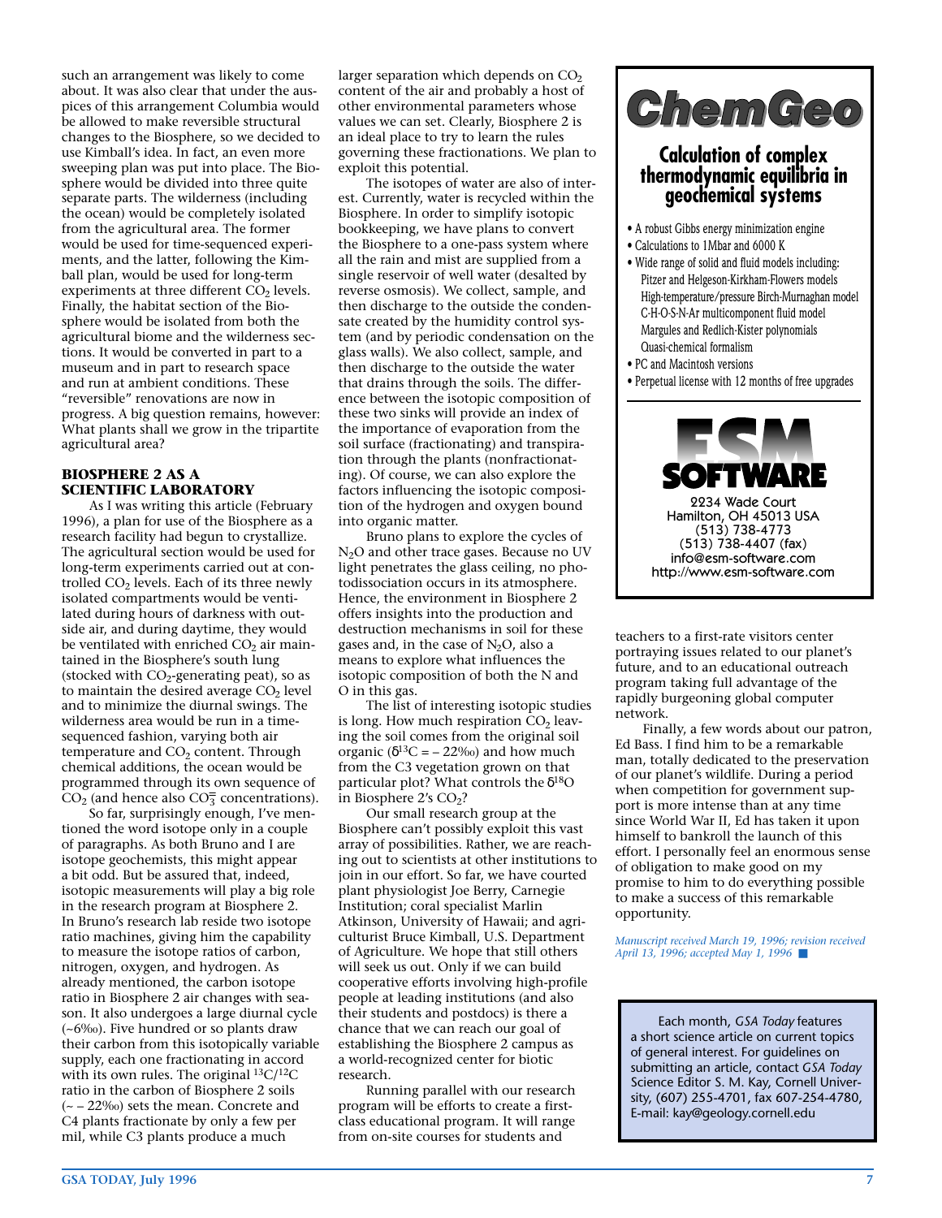such an arrangement was likely to come about. It was also clear that under the auspices of this arrangement Columbia would be allowed to make reversible structural changes to the Biosphere, so we decided to use Kimball's idea. In fact, an even more sweeping plan was put into place. The Biosphere would be divided into three quite separate parts. The wilderness (including the ocean) would be completely isolated from the agricultural area. The former would be used for time-sequenced experiments, and the latter, following the Kimball plan, would be used for long-term experiments at three different $CO_2$ levels. Finally, the habitat section of the Biosphere would be isolated from both the agricultural biome and the wilderness sections. It would be converted in part to a museum and in part to research space and run at ambient conditions. These "reversible" renovations are now in progress. A big question remains, however: What plants shall we grow in the tripartite agricultural area?

### BIOSPHERE 2 AS A SCIENTIFIC LABORATORY

As I was writing this article (February 1996), a plan for use of the Biosphere as a research facility had begun to crystallize. The agricultural section would be used for long-term experiments carried out at controlled $CO_2$ levels. Each of its three newly isolated compartments would be ventilated during hours of darkness with outside air, and during daytime, they would be ventilated with enriched $CO_2$ air maintained in the Biosphere's south lung (stocked with $CO_2$-generating peat), so as to maintain the desired average $CO_2$ level and to minimize the diurnal swings. The wilderness area would be run in a time-sequenced fashion, varying both air temperature and $CO_2$ content. Through chemical additions, the ocean would be programmed through its own sequence of $CO_2$ (and hence also $CO_3^{=}$ concentrations).

So far, surprisingly enough, I've mentioned the word isotope only in a couple of paragraphs. As both Bruno and I are isotope geochemists, this might appear a bit odd. But be assured that, indeed, isotopic measurements will play a big role in the research program at Biosphere 2. In Bruno's research lab reside two isotope ratio machines, giving him the capability to measure the isotope ratios of carbon, nitrogen, oxygen, and hydrogen. As already mentioned, the carbon isotope ratio in Biosphere 2 air changes with season. It also undergoes a large diurnal cycle (~6‰). Five hundred or so plants draw their carbon from this isotopically variable supply, each one fractionating in accord with its own rules. The original $^{13}C/^{12}C$ ratio in the carbon of Biosphere 2 soils (~ – 22‰) sets the mean. Concrete and C4 plants fractionate by only a few per mil, while C3 plants produce a much larger separation which depends on $CO_2$ content of the air and probably a host of other environmental parameters whose values we can set. Clearly, Biosphere 2 is an ideal place to try to learn the rules governing these fractionations. We plan to exploit this potential.

The isotopes of water are also of interest. Currently, water is recycled within the Biosphere. In order to simplify isotopic bookkeeping, we have plans to convert the Biosphere to a one-pass system where all the rain and mist are supplied from a single reservoir of well water (desalted by reverse osmosis). We collect, sample, and then discharge to the outside the condensate created by the humidity control system (and by periodic condensation on the glass walls). We also collect, sample, and then discharge to the outside the water that drains through the soils. The difference between the isotopic composition of these two sinks will provide an index of the importance of evaporation from the soil surface (fractionating) and transpiration through the plants (nonfractionating). Of course, we can also explore the factors influencing the isotopic composition of the hydrogen and oxygen bound into organic matter.

Bruno plans to explore the cycles of $N_2O$ and other trace gases. Because no UV light penetrates the glass ceiling, no photodissociation occurs in its atmosphere. Hence, the environment in Biosphere 2 offers insights into the production and destruction mechanisms in soil for these gases and, in the case of $N_2O$, also a means to explore what influences the isotopic composition of both the N and O in this gas.

The list of interesting isotopic studies is long. How much respiration $CO_2$ leaving the soil comes from the original soil organic ($\delta^{13}C = -22‰$) and how much from the C3 vegetation grown on that particular plot? What controls the $\delta^{18}O$ in Biosphere 2's $CO_2$?

Our small research group at the Biosphere can't possibly exploit this vast array of possibilities. Rather, we are reaching out to scientists at other institutions to join in our effort. So far, we have courted plant physiologist Joe Berry, Carnegie Institution; coral specialist Marlin Atkinson, University of Hawaii; and agriculturist Bruce Kimball, U.S. Department of Agriculture. We hope that still others will seek us out. Only if we can build cooperative efforts involving high-profile people at leading institutions (and also their students and postdocs) is there a chance that we can reach our goal of establishing the Biosphere 2 campus as a world-recognized center for biotic research.

Running parallel with our research program will be efforts to create a first-class educational program. It will range from on-site courses for students and teachers to a first-rate visitors center portraying issues related to our planet's future, and to an educational outreach program taking full advantage of the rapidly burgeoning global computer network.

Finally, a few words about our patron, Ed Bass. I find him to be a remarkable man, totally dedicated to the preservation of our planet's wildlife. During a period when competition for government support is more intense than at any time since World War II, Ed has taken it upon himself to bankroll the launch of this effort. I personally feel an enormous sense of obligation to make good on my promise to him to do everything possible to make a success of this remarkable opportunity.

*Manuscript received March 19, 1996; revision received April 13, 1996; accepted May 1, 1996* ■

---

**ChemGeo**

**Calculation of complex thermodynamic equilibria in geochemical systems**

- A robust Gibbs energy minimization engine
- Calculations to 1Mbar and 6000 K
- Wide range of solid and fluid models including:
  - Pitzer and Helgeson-Kirkham-Flowers models
  - High-temperature/pressure Birch-Murnaghan model
  - C-H-O-S-N-Ar multicomponent fluid model
  - Margules and Redlich-Kister polynomials
  - Quasi-chemical formalism
- PC and Macintosh versions
- Perpetual license with 12 months of free upgrades

**ESM SOFTWARE**

2234 Wade Court
Hamilton, OH 45013 USA
(513) 738-4773
(513) 738-4407 (fax)
info@esm-software.com
http://www.esm-software.com

---

Each month, *GSA Today* features a short science article on current topics of general interest. For guidelines on submitting an article, contact *GSA Today* Science Editor S. M. Kay, Cornell University, (607) 255-4701, fax 607-254-4780, E-mail: kay@geology.cornell.edu